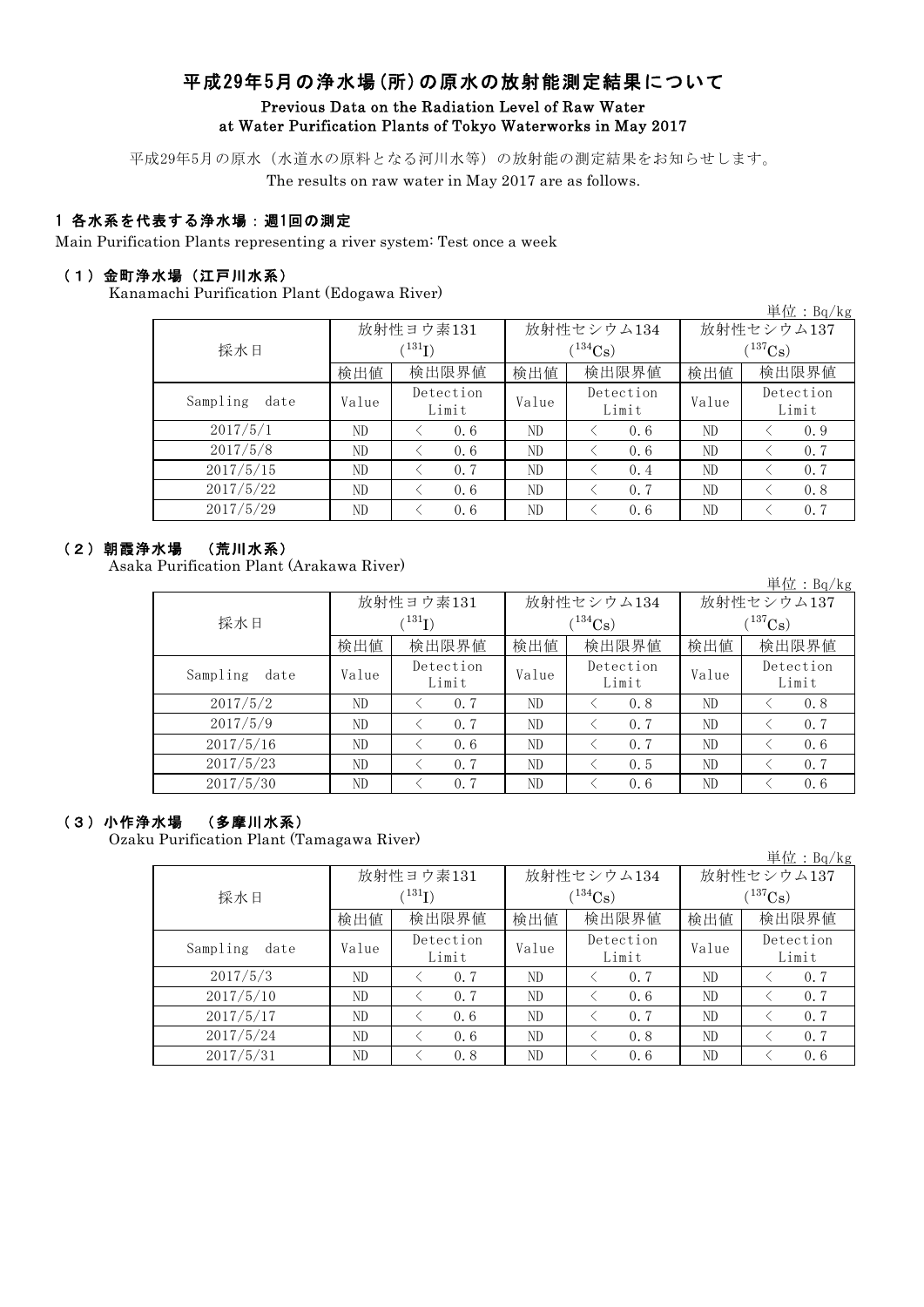# 平成29年5月の浄水場(所)の原水の放射能測定結果について

## Previous Data on the Radiation Level of Raw Water at Water Purification Plants of Tokyo Waterworks in May 2017

平成29年5月の原水（水道水の原料となる河川水等）の放射能の測定結果をお知らせします。

The results on raw water in May 2017 are as follows.

### 1 各水系を代表する浄水場：週1回の測定

Main Purification Plants representing a river system: Test once a week

#### （1）金町浄水場（江戸川水系）

Kanamachi Purification Plant (Edogawa River)

単位：Bq/kg

| 採水日 | 放射性ヨウ素131 ($^{131}I$) | | 放射性セシウム134 ($^{134}Cs$) | | 放射性セシウム137 ($^{137}Cs$) | |
|---|---|---|---|---|---|---|
| | 検出値 | 検出限界値 | 検出値 | 検出限界値 | 検出値 | 検出限界値 |
| Sampling date | Value | Detection Limit | Value | Detection Limit | Value | Detection Limit |
| 2017/5/1 | ND | < 0.6 | ND | < 0.6 | ND | < 0.9 |
| 2017/5/8 | ND | < 0.6 | ND | < 0.6 | ND | < 0.7 |
| 2017/5/15 | ND | < 0.7 | ND | < 0.4 | ND | < 0.7 |
| 2017/5/22 | ND | < 0.6 | ND | < 0.7 | ND | < 0.8 |
| 2017/5/29 | ND | < 0.6 | ND | < 0.6 | ND | < 0.7 |

#### （2）朝霞浄水場 （荒川水系）

Asaka Purification Plant (Arakawa River)

単位：Bq/kg

| 採水日 | 放射性ヨウ素131 ($^{131}I$) | | 放射性セシウム134 ($^{134}Cs$) | | 放射性セシウム137 ($^{137}Cs$) | |
|---|---|---|---|---|---|---|
| | 検出値 | 検出限界値 | 検出値 | 検出限界値 | 検出値 | 検出限界値 |
| Sampling date | Value | Detection Limit | Value | Detection Limit | Value | Detection Limit |
| 2017/5/2 | ND | < 0.7 | ND | < 0.8 | ND | < 0.8 |
| 2017/5/9 | ND | < 0.7 | ND | < 0.7 | ND | < 0.7 |
| 2017/5/16 | ND | < 0.6 | ND | < 0.7 | ND | < 0.6 |
| 2017/5/23 | ND | < 0.7 | ND | < 0.5 | ND | < 0.7 |
| 2017/5/30 | ND | < 0.7 | ND | < 0.6 | ND | < 0.6 |

#### （3）小作浄水場 （多摩川水系）

Ozaku Purification Plant (Tamagawa River)

単位：Bq/kg

| 採水日 | 放射性ヨウ素131 ($^{131}I$) | | 放射性セシウム134 ($^{134}Cs$) | | 放射性セシウム137 ($^{137}Cs$) | |
|---|---|---|---|---|---|---|
| | 検出値 | 検出限界値 | 検出値 | 検出限界値 | 検出値 | 検出限界値 |
| Sampling date | Value | Detection Limit | Value | Detection Limit | Value | Detection Limit |
| 2017/5/3 | ND | < 0.7 | ND | < 0.7 | ND | < 0.7 |
| 2017/5/10 | ND | < 0.7 | ND | < 0.6 | ND | < 0.7 |
| 2017/5/17 | ND | < 0.6 | ND | < 0.7 | ND | < 0.7 |
| 2017/5/24 | ND | < 0.6 | ND | < 0.8 | ND | < 0.7 |
| 2017/5/31 | ND | < 0.8 | ND | < 0.6 | ND | < 0.6 |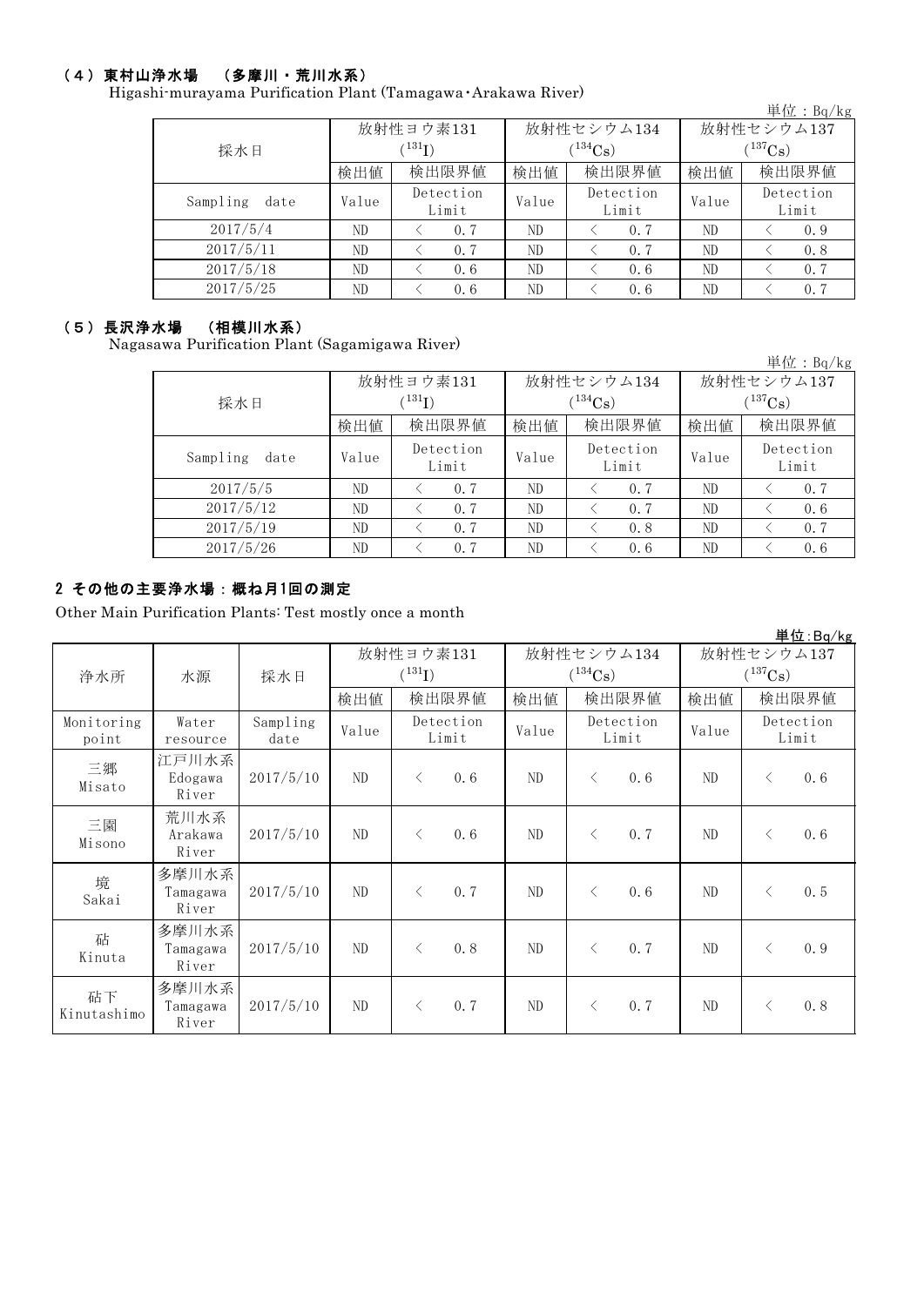### （4）東村山浄水場　（多摩川・荒川水系）

Higashi-murayama Purification Plant (Tamagawa･Arakawa River)

単位：Bq/kg

| 採水日 | 放射性ヨウ素131 ($^{131}I$) | | 放射性セシウム134 ($^{134}Cs$) | | 放射性セシウム137 ($^{137}Cs$) | |
|---|---|---|---|---|---|---|
| | 検出値 | 検出限界値 | 検出値 | 検出限界値 | 検出値 | 検出限界値 |
| Sampling date | Value | Detection Limit | Value | Detection Limit | Value | Detection Limit |
| 2017/5/4 | ND | ＜ 0.7 | ND | ＜ 0.7 | ND | ＜ 0.9 |
| 2017/5/11 | ND | ＜ 0.7 | ND | ＜ 0.7 | ND | ＜ 0.8 |
| 2017/5/18 | ND | ＜ 0.6 | ND | ＜ 0.6 | ND | ＜ 0.7 |
| 2017/5/25 | ND | ＜ 0.6 | ND | ＜ 0.6 | ND | ＜ 0.7 |

### （5）長沢浄水場　（相模川水系）

Nagasawa Purification Plant (Sagamigawa River)

単位：Bq/kg

| 採水日 | 放射性ヨウ素131 ($^{131}I$) | | 放射性セシウム134 ($^{134}Cs$) | | 放射性セシウム137 ($^{137}Cs$) | |
|---|---|---|---|---|---|---|
| | 検出値 | 検出限界値 | 検出値 | 検出限界値 | 検出値 | 検出限界値 |
| Sampling date | Value | Detection Limit | Value | Detection Limit | Value | Detection Limit |
| 2017/5/5 | ND | ＜ 0.7 | ND | ＜ 0.7 | ND | ＜ 0.7 |
| 2017/5/12 | ND | ＜ 0.7 | ND | ＜ 0.7 | ND | ＜ 0.6 |
| 2017/5/19 | ND | ＜ 0.7 | ND | ＜ 0.8 | ND | ＜ 0.7 |
| 2017/5/26 | ND | ＜ 0.7 | ND | ＜ 0.6 | ND | ＜ 0.6 |

## 2 その他の主要浄水場：概ね月1回の測定

Other Main Purification Plants: Test mostly once a month

単位:Bq/kg

| 浄水所 | 水源 | 採水日 | 放射性ヨウ素131 ($^{131}I$) | | 放射性セシウム134 ($^{134}Cs$) | | 放射性セシウム137 ($^{137}Cs$) | |
|---|---|---|---|---|---|---|---|---|
| | | | 検出値 | 検出限界値 | 検出値 | 検出限界値 | 検出値 | 検出限界値 |
| Monitoring point | Water resource | Sampling date | Value | Detection Limit | Value | Detection Limit | Value | Detection Limit |
| 三郷 Misato | 江戸川水系 Edogawa River | 2017/5/10 | ND | ＜ 0.6 | ND | ＜ 0.6 | ND | ＜ 0.6 |
| 三園 Misono | 荒川水系 Arakawa River | 2017/5/10 | ND | ＜ 0.6 | ND | ＜ 0.7 | ND | ＜ 0.6 |
| 境 Sakai | 多摩川水系 Tamagawa River | 2017/5/10 | ND | ＜ 0.7 | ND | ＜ 0.6 | ND | ＜ 0.5 |
| 砧 Kinuta | 多摩川水系 Tamagawa River | 2017/5/10 | ND | ＜ 0.8 | ND | ＜ 0.7 | ND | ＜ 0.9 |
| 砧下 Kinutashimo | 多摩川水系 Tamagawa River | 2017/5/10 | ND | ＜ 0.7 | ND | ＜ 0.7 | ND | ＜ 0.8 |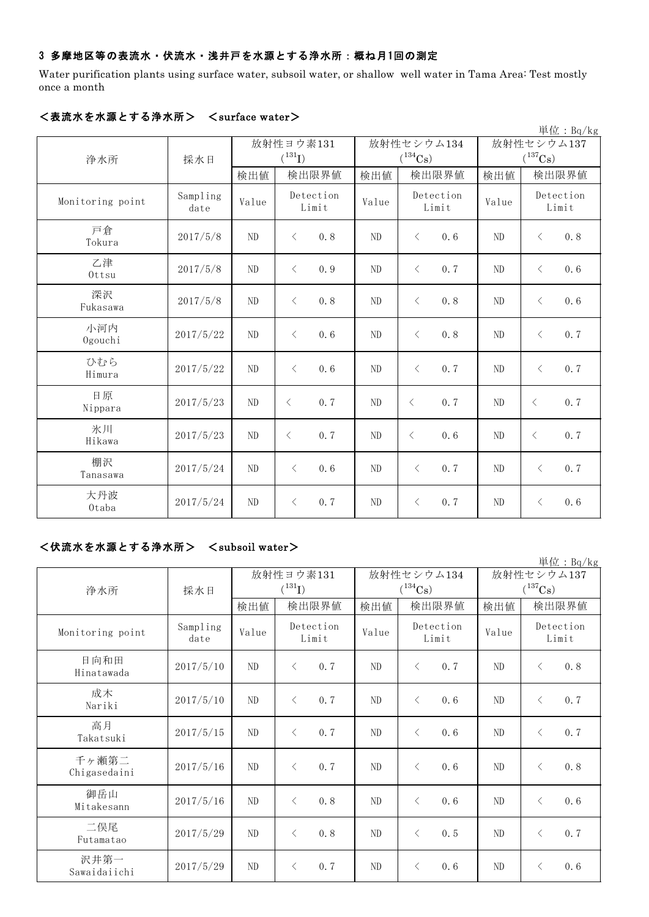### 3 多摩地区等の表流水・伏流水・浅井戸を水源とする浄水所：概ね月1回の測定

Water purification plants using surface water, subsoil water, or shallow well water in Tama Area: Test mostly once a month

#### ＜表流水を水源とする浄水所＞　＜surface water＞

単位：Bq/kg

| 浄水所 | 採水日 | 放射性ヨウ素131 ($^{131}$I) | | 放射性セシウム134 ($^{134}$Cs) | | 放射性セシウム137 ($^{137}$Cs) | |
|---|---|---|---|---|---|---|---|
| | | 検出値 | 検出限界値 | 検出値 | 検出限界値 | 検出値 | 検出限界値 |
| Monitoring point | Sampling date | Value | Detection Limit | Value | Detection Limit | Value | Detection Limit |
| 戸倉 Tokura | 2017/5/8 | ND | ＜　0.8 | ND | ＜　0.6 | ND | ＜　0.8 |
| 乙津 Ottsu | 2017/5/8 | ND | ＜　0.9 | ND | ＜　0.7 | ND | ＜　0.6 |
| 深沢 Fukasawa | 2017/5/8 | ND | ＜　0.8 | ND | ＜　0.8 | ND | ＜　0.6 |
| 小河内 Ogouchi | 2017/5/22 | ND | ＜　0.6 | ND | ＜　0.8 | ND | ＜　0.7 |
| ひむら Himura | 2017/5/22 | ND | ＜　0.6 | ND | ＜　0.7 | ND | ＜　0.7 |
| 日原 Nippara | 2017/5/23 | ND | ＜　0.7 | ND | ＜　0.7 | ND | ＜　0.7 |
| 氷川 Hikawa | 2017/5/23 | ND | ＜　0.7 | ND | ＜　0.6 | ND | ＜　0.7 |
| 棚沢 Tanasawa | 2017/5/24 | ND | ＜　0.6 | ND | ＜　0.7 | ND | ＜　0.7 |
| 大丹波 Otaba | 2017/5/24 | ND | ＜　0.7 | ND | ＜　0.7 | ND | ＜　0.6 |

#### ＜伏流水を水源とする浄水所＞　＜subsoil water＞

単位：Bq/kg

| 浄水所 | 採水日 | 放射性ヨウ素131 ($^{131}$I) | | 放射性セシウム134 ($^{134}$Cs) | | 放射性セシウム137 ($^{137}$Cs) | |
|---|---|---|---|---|---|---|---|
| | | 検出値 | 検出限界値 | 検出値 | 検出限界値 | 検出値 | 検出限界値 |
| Monitoring point | Sampling date | Value | Detection Limit | Value | Detection Limit | Value | Detection Limit |
| 日向和田 Hinatawada | 2017/5/10 | ND | ＜　0.7 | ND | ＜　0.7 | ND | ＜　0.8 |
| 成木 Nariki | 2017/5/10 | ND | ＜　0.7 | ND | ＜　0.6 | ND | ＜　0.7 |
| 高月 Takatsuki | 2017/5/15 | ND | ＜　0.7 | ND | ＜　0.6 | ND | ＜　0.7 |
| 千ヶ瀬第二 Chigasedaini | 2017/5/16 | ND | ＜　0.7 | ND | ＜　0.6 | ND | ＜　0.8 |
| 御岳山 Mitakesann | 2017/5/16 | ND | ＜　0.8 | ND | ＜　0.6 | ND | ＜　0.6 |
| 二俣尾 Futamatao | 2017/5/29 | ND | ＜　0.8 | ND | ＜　0.5 | ND | ＜　0.7 |
| 沢井第一 Sawaidaiichi | 2017/5/29 | ND | ＜　0.7 | ND | ＜　0.6 | ND | ＜　0.6 |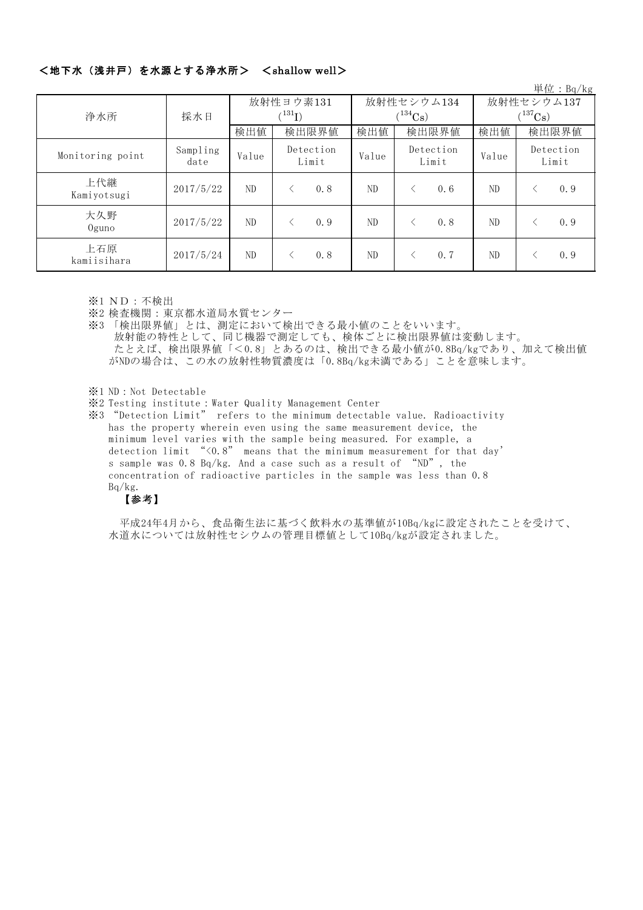## ＜地下水（浅井戸）を水源とする浄水所＞　＜shallow well＞

単位：Bq/kg

| 浄水所 | 採水日 | 放射性ヨウ素131 ($^{131}I$) | | 放射性セシウム134 ($^{134}Cs$) | | 放射性セシウム137 ($^{137}Cs$) | |
|---|---|---|---|---|---|---|---|
| | | 検出値 | 検出限界値 | 検出値 | 検出限界値 | 検出値 | 検出限界値 |
| Monitoring point | Sampling date | Value | Detection Limit | Value | Detection Limit | Value | Detection Limit |
| 上代継 Kamiyotsugi | 2017/5/22 | ND | ＜ 0.8 | ND | ＜ 0.6 | ND | ＜ 0.9 |
| 大久野 Oguno | 2017/5/22 | ND | ＜ 0.9 | ND | ＜ 0.8 | ND | ＜ 0.9 |
| 上石原 kamiisihara | 2017/5/24 | ND | ＜ 0.8 | ND | ＜ 0.7 | ND | ＜ 0.9 |

※1 ＮＤ：不検出

※2 検査機関：東京都水道局水質センター

※3 「検出限界値」とは、測定において検出できる最小値のことをいいます。
　放射能の特性として、同じ機器で測定しても、検体ごとに検出限界値は変動します。
　たとえば、検出限界値「＜0.8」とあるのは、検出できる最小値が0.8Bq/kgであり、加えて検出値がNDの場合は、この水の放射性物質濃度は「0.8Bq/kg未満である」ことを意味します。

※1 ND：Not Detectable

※2 Testing institute：Water Quality Management Center

※3 "Detection Limit" refers to the minimum detectable value. Radioactivity has the property wherein even using the same measurement device, the minimum level varies with the sample being measured. For example, a detection limit "<0.8" means that the minimum measurement for that day's sample was 0.8 Bq/kg. And a case such as a result of "ND", the concentration of radioactive particles in the sample was less than 0.8 Bq/kg.

**【参考】**

平成24年4月から、食品衛生法に基づく飲料水の基準値が10Bq/kgに設定されたことを受けて、水道水については放射性セシウムの管理目標値として10Bq/kgが設定されました。